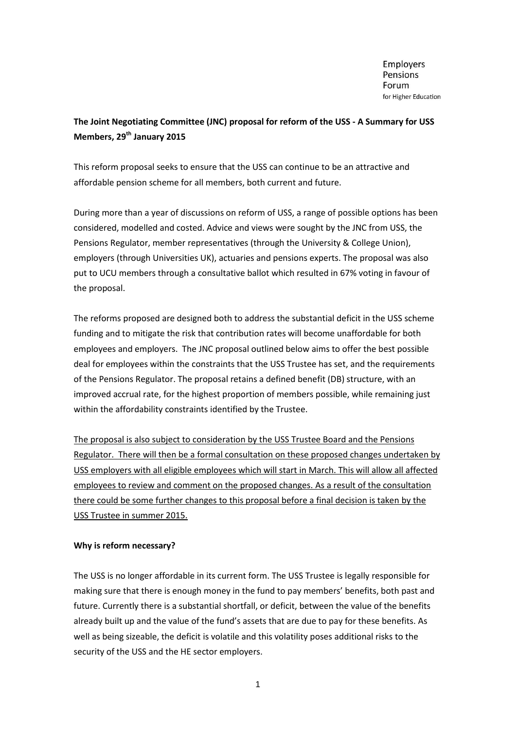Employers
Pensions
Forum
for Higher Education

**The Joint Negotiating Committee (JNC) proposal for reform of the USS - A Summary for USS Members, 29th January 2015**

This reform proposal seeks to ensure that the USS can continue to be an attractive and affordable pension scheme for all members, both current and future.

During more than a year of discussions on reform of USS, a range of possible options has been considered, modelled and costed. Advice and views were sought by the JNC from USS, the Pensions Regulator, member representatives (through the University & College Union), employers (through Universities UK), actuaries and pensions experts. The proposal was also put to UCU members through a consultative ballot which resulted in 67% voting in favour of the proposal.

The reforms proposed are designed both to address the substantial deficit in the USS scheme funding and to mitigate the risk that contribution rates will become unaffordable for both employees and employers. The JNC proposal outlined below aims to offer the best possible deal for employees within the constraints that the USS Trustee has set, and the requirements of the Pensions Regulator. The proposal retains a defined benefit (DB) structure, with an improved accrual rate, for the highest proportion of members possible, while remaining just within the affordability constraints identified by the Trustee.

<u>The proposal is also subject to consideration by the USS Trustee Board and the Pensions Regulator. There will then be a formal consultation on these proposed changes undertaken by USS employers with all eligible employees which will start in March. This will allow all affected employees to review and comment on the proposed changes. As a result of the consultation there could be some further changes to this proposal before a final decision is taken by the USS Trustee in summer 2015.</u>

**Why is reform necessary?**

The USS is no longer affordable in its current form. The USS Trustee is legally responsible for making sure that there is enough money in the fund to pay members' benefits, both past and future. Currently there is a substantial shortfall, or deficit, between the value of the benefits already built up and the value of the fund's assets that are due to pay for these benefits. As well as being sizeable, the deficit is volatile and this volatility poses additional risks to the security of the USS and the HE sector employers.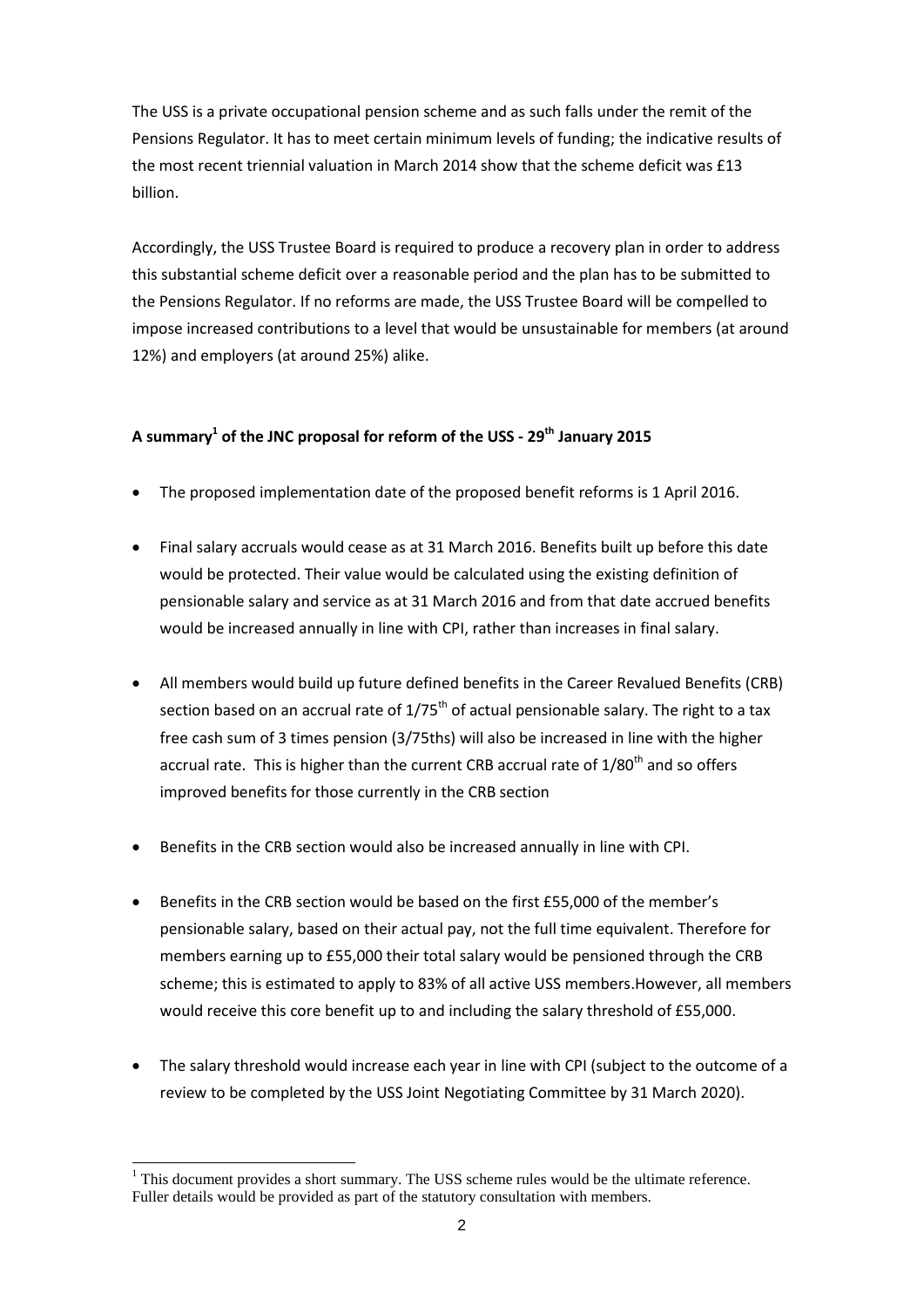The USS is a private occupational pension scheme and as such falls under the remit of the Pensions Regulator. It has to meet certain minimum levels of funding; the indicative results of the most recent triennial valuation in March 2014 show that the scheme deficit was £13 billion.

Accordingly, the USS Trustee Board is required to produce a recovery plan in order to address this substantial scheme deficit over a reasonable period and the plan has to be submitted to the Pensions Regulator. If no reforms are made, the USS Trustee Board will be compelled to impose increased contributions to a level that would be unsustainable for members (at around 12%) and employers (at around 25%) alike.

**A summary[1] of the JNC proposal for reform of the USS - 29th January 2015**

- The proposed implementation date of the proposed benefit reforms is 1 April 2016.
- Final salary accruals would cease as at 31 March 2016. Benefits built up before this date would be protected. Their value would be calculated using the existing definition of pensionable salary and service as at 31 March 2016 and from that date accrued benefits would be increased annually in line with CPI, rather than increases in final salary.
- All members would build up future defined benefits in the Career Revalued Benefits (CRB) section based on an accrual rate of 1/75th of actual pensionable salary. The right to a tax free cash sum of 3 times pension (3/75ths) will also be increased in line with the higher accrual rate. This is higher than the current CRB accrual rate of 1/80th and so offers improved benefits for those currently in the CRB section
- Benefits in the CRB section would also be increased annually in line with CPI.
- Benefits in the CRB section would be based on the first £55,000 of the member's pensionable salary, based on their actual pay, not the full time equivalent. Therefore for members earning up to £55,000 their total salary would be pensioned through the CRB scheme; this is estimated to apply to 83% of all active USS members.However, all members would receive this core benefit up to and including the salary threshold of £55,000.
- The salary threshold would increase each year in line with CPI (subject to the outcome of a review to be completed by the USS Joint Negotiating Committee by 31 March 2020).

[1] This document provides a short summary. The USS scheme rules would be the ultimate reference. Fuller details would be provided as part of the statutory consultation with members.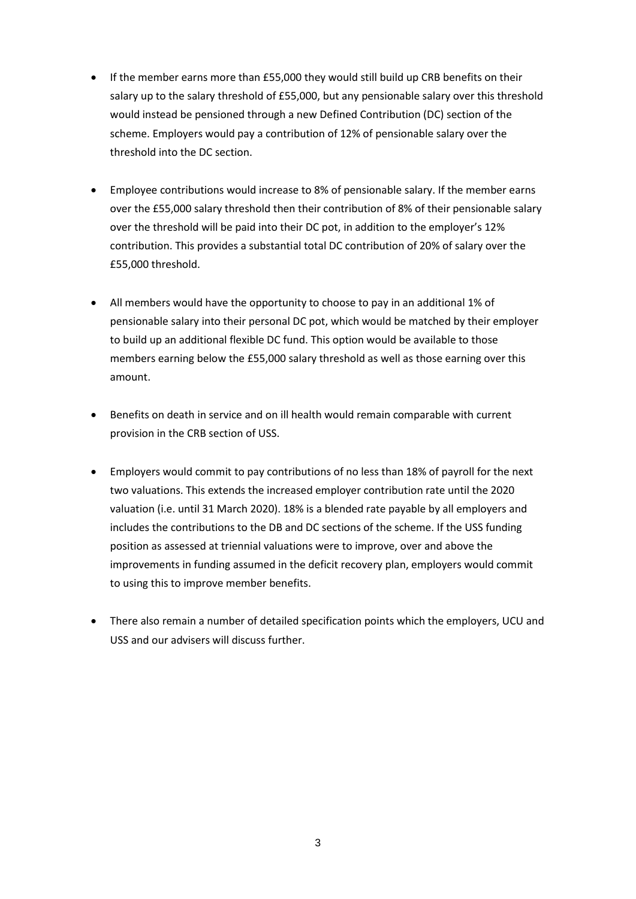- If the member earns more than £55,000 they would still build up CRB benefits on their salary up to the salary threshold of £55,000, but any pensionable salary over this threshold would instead be pensioned through a new Defined Contribution (DC) section of the scheme. Employers would pay a contribution of 12% of pensionable salary over the threshold into the DC section.

- Employee contributions would increase to 8% of pensionable salary. If the member earns over the £55,000 salary threshold then their contribution of 8% of their pensionable salary over the threshold will be paid into their DC pot, in addition to the employer's 12% contribution. This provides a substantial total DC contribution of 20% of salary over the £55,000 threshold.

- All members would have the opportunity to choose to pay in an additional 1% of pensionable salary into their personal DC pot, which would be matched by their employer to build up an additional flexible DC fund. This option would be available to those members earning below the £55,000 salary threshold as well as those earning over this amount.

- Benefits on death in service and on ill health would remain comparable with current provision in the CRB section of USS.

- Employers would commit to pay contributions of no less than 18% of payroll for the next two valuations. This extends the increased employer contribution rate until the 2020 valuation (i.e. until 31 March 2020). 18% is a blended rate payable by all employers and includes the contributions to the DB and DC sections of the scheme. If the USS funding position as assessed at triennial valuations were to improve, over and above the improvements in funding assumed in the deficit recovery plan, employers would commit to using this to improve member benefits.

- There also remain a number of detailed specification points which the employers, UCU and USS and our advisers will discuss further.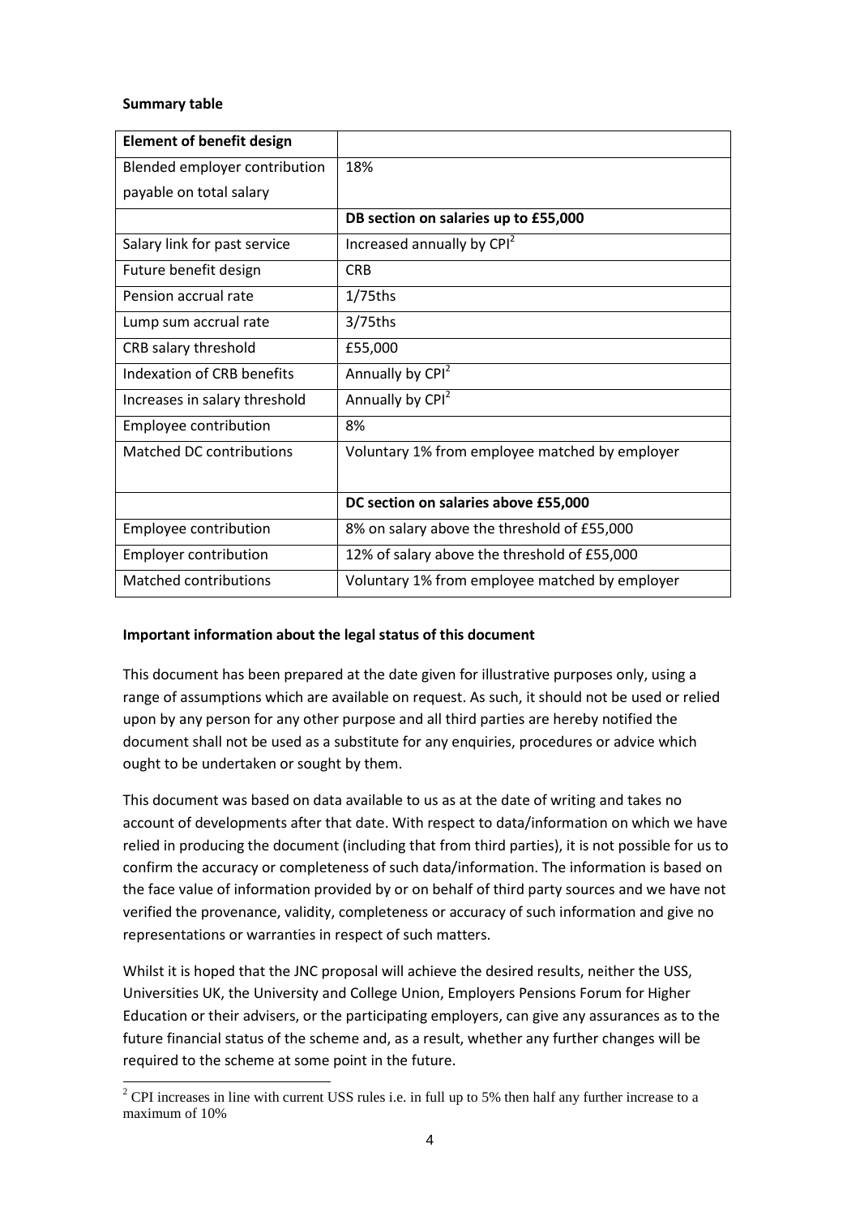**Summary table**

| Element of benefit design | |
|---|---|
| Blended employer contribution payable on total salary | 18% |
| | **DB section on salaries up to £55,000** |
| Salary link for past service | Increased annually by CPI[2] |
| Future benefit design | CRB |
| Pension accrual rate | 1/75ths |
| Lump sum accrual rate | 3/75ths |
| CRB salary threshold | £55,000 |
| Indexation of CRB benefits | Annually by CPI[2] |
| Increases in salary threshold | Annually by CPI[2] |
| Employee contribution | 8% |
| Matched DC contributions | Voluntary 1% from employee matched by employer |
| | **DC section on salaries above £55,000** |
| Employee contribution | 8% on salary above the threshold of £55,000 |
| Employer contribution | 12% of salary above the threshold of £55,000 |
| Matched contributions | Voluntary 1% from employee matched by employer |

**Important information about the legal status of this document**

This document has been prepared at the date given for illustrative purposes only, using a range of assumptions which are available on request. As such, it should not be used or relied upon by any person for any other purpose and all third parties are hereby notified the document shall not be used as a substitute for any enquiries, procedures or advice which ought to be undertaken or sought by them.

This document was based on data available to us as at the date of writing and takes no account of developments after that date. With respect to data/information on which we have relied in producing the document (including that from third parties), it is not possible for us to confirm the accuracy or completeness of such data/information. The information is based on the face value of information provided by or on behalf of third party sources and we have not verified the provenance, validity, completeness or accuracy of such information and give no representations or warranties in respect of such matters.

Whilst it is hoped that the JNC proposal will achieve the desired results, neither the USS, Universities UK, the University and College Union, Employers Pensions Forum for Higher Education or their advisers, or the participating employers, can give any assurances as to the future financial status of the scheme and, as a result, whether any further changes will be required to the scheme at some point in the future.

[2] CPI increases in line with current USS rules i.e. in full up to 5% then half any further increase to a maximum of 10%